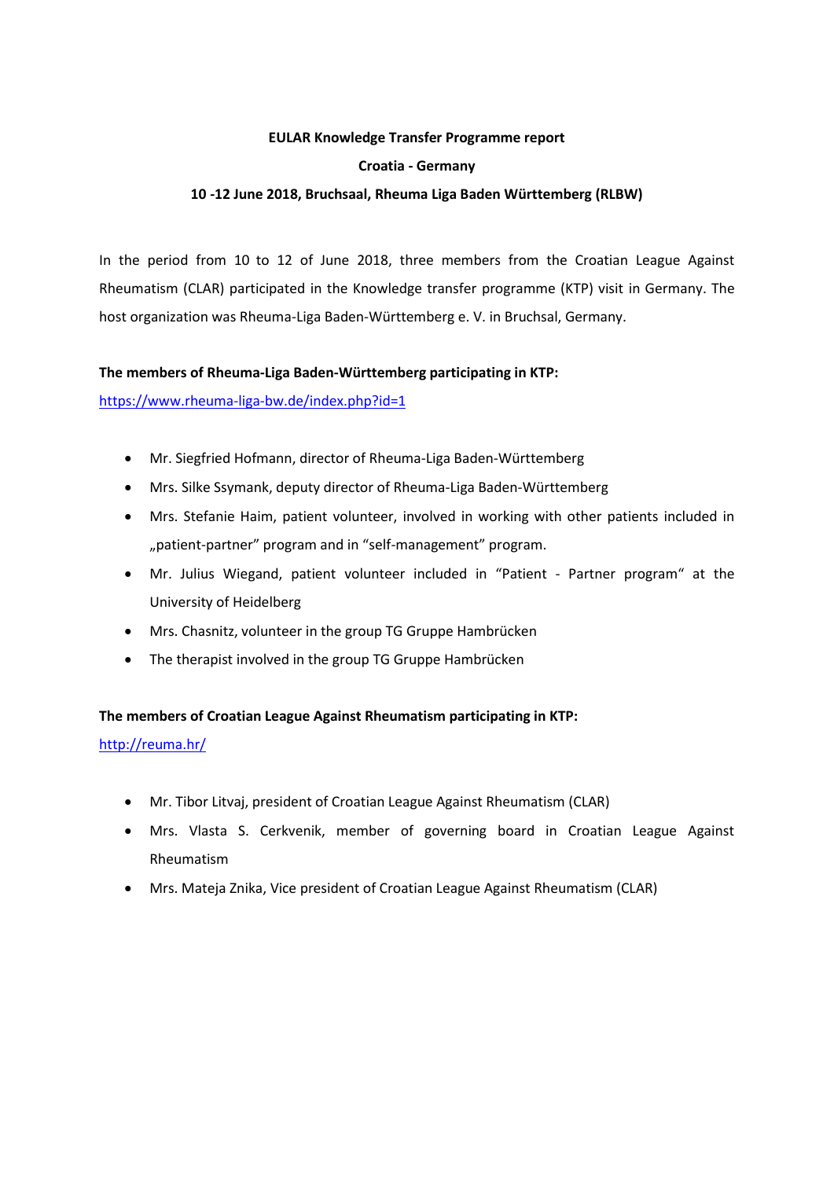**EULAR Knowledge Transfer Programme report**

**Croatia - Germany**

**10 -12 June 2018, Bruchsaal, Rheuma Liga Baden Württemberg (RLBW)**

In the period from 10 to 12 of June 2018, three members from the Croatian League Against Rheumatism (CLAR) participated in the Knowledge transfer programme (KTP) visit in Germany. The host organization was Rheuma-Liga Baden-Württemberg e. V. in Bruchsal, Germany.

**The members of Rheuma-Liga Baden-Württemberg participating in KTP:**

https://www.rheuma-liga-bw.de/index.php?id=1

- Mr. Siegfried Hofmann, director of Rheuma-Liga Baden-Württemberg
- Mrs. Silke Ssymank, deputy director of Rheuma-Liga Baden-Württemberg
- Mrs. Stefanie Haim, patient volunteer, involved in working with other patients included in „patient-partner" program and in "self-management" program.
- Mr. Julius Wiegand, patient volunteer included in "Patient - Partner program" at the University of Heidelberg
- Mrs. Chasnitz, volunteer in the group TG Gruppe Hambrücken
- The therapist involved in the group TG Gruppe Hambrücken

**The members of Croatian League Against Rheumatism participating in KTP:**

http://reuma.hr/

- Mr. Tibor Litvaj, president of Croatian League Against Rheumatism (CLAR)
- Mrs. Vlasta S. Cerkvenik, member of governing board in Croatian League Against Rheumatism
- Mrs. Mateja Znika, Vice president of Croatian League Against Rheumatism (CLAR)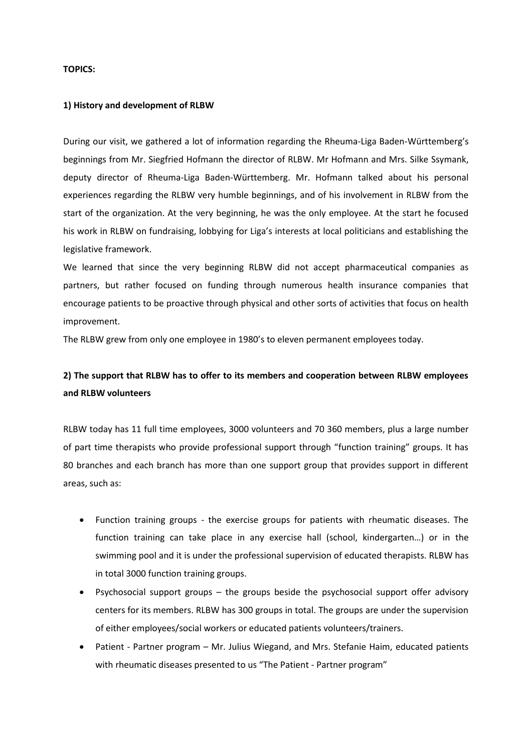**TOPICS:**

**1) History and development of RLBW**

During our visit, we gathered a lot of information regarding the Rheuma-Liga Baden-Württemberg's beginnings from Mr. Siegfried Hofmann the director of RLBW. Mr Hofmann and Mrs. Silke Ssymank, deputy director of Rheuma-Liga Baden-Württemberg. Mr. Hofmann talked about his personal experiences regarding the RLBW very humble beginnings, and of his involvement in RLBW from the start of the organization. At the very beginning, he was the only employee. At the start he focused his work in RLBW on fundraising, lobbying for Liga's interests at local politicians and establishing the legislative framework.

We learned that since the very beginning RLBW did not accept pharmaceutical companies as partners, but rather focused on funding through numerous health insurance companies that encourage patients to be proactive through physical and other sorts of activities that focus on health improvement.

The RLBW grew from only one employee in 1980's to eleven permanent employees today.

**2) The support that RLBW has to offer to its members and cooperation between RLBW employees and RLBW volunteers**

RLBW today has 11 full time employees, 3000 volunteers and 70 360 members, plus a large number of part time therapists who provide professional support through "function training" groups. It has 80 branches and each branch has more than one support group that provides support in different areas, such as:

- Function training groups - the exercise groups for patients with rheumatic diseases. The function training can take place in any exercise hall (school, kindergarten…) or in the swimming pool and it is under the professional supervision of educated therapists. RLBW has in total 3000 function training groups.
- Psychosocial support groups – the groups beside the psychosocial support offer advisory centers for its members. RLBW has 300 groups in total. The groups are under the supervision of either employees/social workers or educated patients volunteers/trainers.
- Patient - Partner program – Mr. Julius Wiegand, and Mrs. Stefanie Haim, educated patients with rheumatic diseases presented to us "The Patient - Partner program"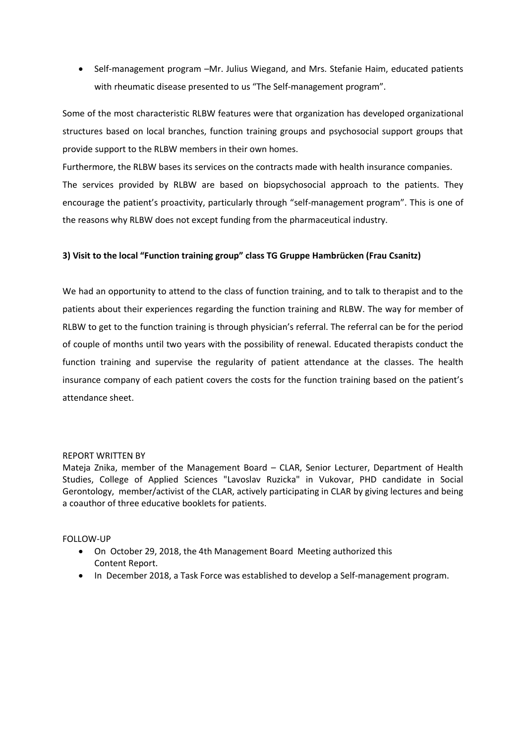- Self-management program –Mr. Julius Wiegand, and Mrs. Stefanie Haim, educated patients with rheumatic disease presented to us "The Self-management program".

Some of the most characteristic RLBW features were that organization has developed organizational structures based on local branches, function training groups and psychosocial support groups that provide support to the RLBW members in their own homes.

Furthermore, the RLBW bases its services on the contracts made with health insurance companies.

The services provided by RLBW are based on biopsychosocial approach to the patients. They encourage the patient's proactivity, particularly through "self-management program". This is one of the reasons why RLBW does not except funding from the pharmaceutical industry.

**3) Visit to the local "Function training group" class TG Gruppe Hambrücken (Frau Csanitz)**

We had an opportunity to attend to the class of function training, and to talk to therapist and to the patients about their experiences regarding the function training and RLBW. The way for member of RLBW to get to the function training is through physician's referral. The referral can be for the period of couple of months until two years with the possibility of renewal. Educated therapists conduct the function training and supervise the regularity of patient attendance at the classes. The health insurance company of each patient covers the costs for the function training based on the patient's attendance sheet.

REPORT WRITTEN BY

Mateja Znika, member of the Management Board – CLAR, Senior Lecturer, Department of Health Studies, College of Applied Sciences "Lavoslav Ruzicka" in Vukovar, PHD candidate in Social Gerontology, member/activist of the CLAR, actively participating in CLAR by giving lectures and being a coauthor of three educative booklets for patients.

FOLLOW-UP

- On October 29, 2018, the 4th Management Board Meeting authorized this Content Report.
- In December 2018, a Task Force was established to develop a Self-management program.